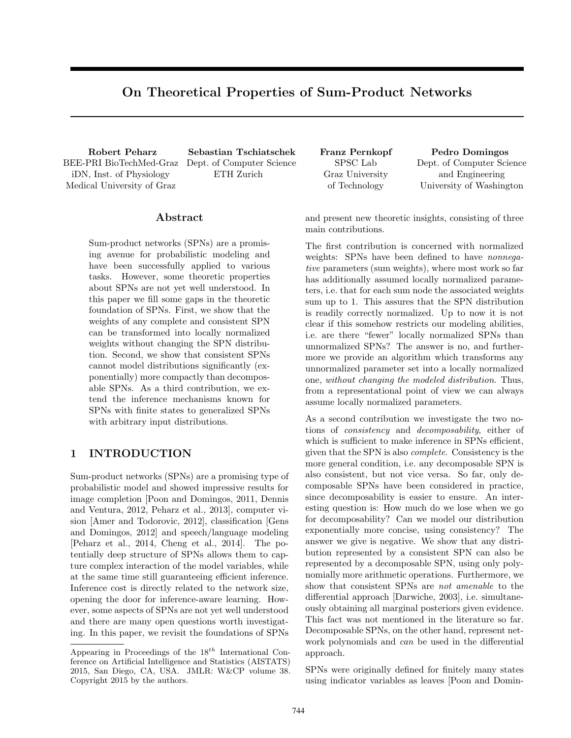# On Theoretical Properties of Sum-Product Networks

**Robert Peharz**
BEE-PRI BioTechMed-Graz
iDN, Inst. of Physiology
Medical University of Graz

**Sebastian Tschiatschek**
Dept. of Computer Science
ETH Zurich

**Franz Pernkopf**
SPSC Lab
Graz University
of Technology

**Pedro Domingos**
Dept. of Computer Science
and Engineering
University of Washington

## Abstract

Sum-product networks (SPNs) are a promising avenue for probabilistic modeling and have been successfully applied to various tasks. However, some theoretic properties about SPNs are not yet well understood. In this paper we fill some gaps in the theoretic foundation of SPNs. First, we show that the weights of any complete and consistent SPN can be transformed into locally normalized weights without changing the SPN distribution. Second, we show that consistent SPNs cannot model distributions significantly (exponentially) more compactly than decomposable SPNs. As a third contribution, we extend the inference mechanisms known for SPNs with finite states to generalized SPNs with arbitrary input distributions.

## 1 INTRODUCTION

Sum-product networks (SPNs) are a promising type of probabilistic model and showed impressive results for image completion [Poon and Domingos, 2011, Dennis and Ventura, 2012, Peharz et al., 2013], computer vision [Amer and Todorovic, 2012], classification [Gens and Domingos, 2012] and speech/language modeling [Peharz et al., 2014, Cheng et al., 2014]. The potentially deep structure of SPNs allows them to capture complex interaction of the model variables, while at the same time still guaranteeing efficient inference. Inference cost is directly related to the network size, opening the door for inference-aware learning. However, some aspects of SPNs are not yet well understood and there are many open questions worth investigating. In this paper, we revisit the foundations of SPNs and present new theoretic insights, consisting of three main contributions.

The first contribution is concerned with normalized weights: SPNs have been defined to have *nonnegative* parameters (sum weights), where most work so far has additionally assumed locally normalized parameters, i.e. that for each sum node the associated weights sum up to 1. This assures that the SPN distribution is readily correctly normalized. Up to now it is not clear if this somehow restricts our modeling abilities, i.e. are there "fewer" locally normalized SPNs than unnormalized SPNs? The answer is no, and furthermore we provide an algorithm which transforms any unnormalized parameter set into a locally normalized one, *without changing the modeled distribution*. Thus, from a representational point of view we can always assume locally normalized parameters.

As a second contribution we investigate the two notions of *consistency* and *decomposability*, either of which is sufficient to make inference in SPNs efficient, given that the SPN is also *complete*. Consistency is the more general condition, i.e. any decomposable SPN is also consistent, but not vice versa. So far, only decomposable SPNs have been considered in practice, since decomposability is easier to ensure. An interesting question is: How much do we lose when we go for decomposability? Can we model our distribution exponentially more concise, using consistency? The answer we give is negative. We show that any distribution represented by a consistent SPN can also be represented by a decomposable SPN, using only polynomially more arithmetic operations. Furthermore, we show that consistent SPNs are *not amenable* to the differential approach [Darwiche, 2003], i.e. simultaneously obtaining all marginal posteriors given evidence. This fact was not mentioned in the literature so far. Decomposable SPNs, on the other hand, represent network polynomials and *can* be used in the differential approach.

SPNs were originally defined for finitely many states using indicator variables as leaves [Poon and Domin-

Appearing in Proceedings of the 18[th] International Conference on Artificial Intelligence and Statistics (AISTATS) 2015, San Diego, CA, USA. JMLR: W&CP volume 38. Copyright 2015 by the authors.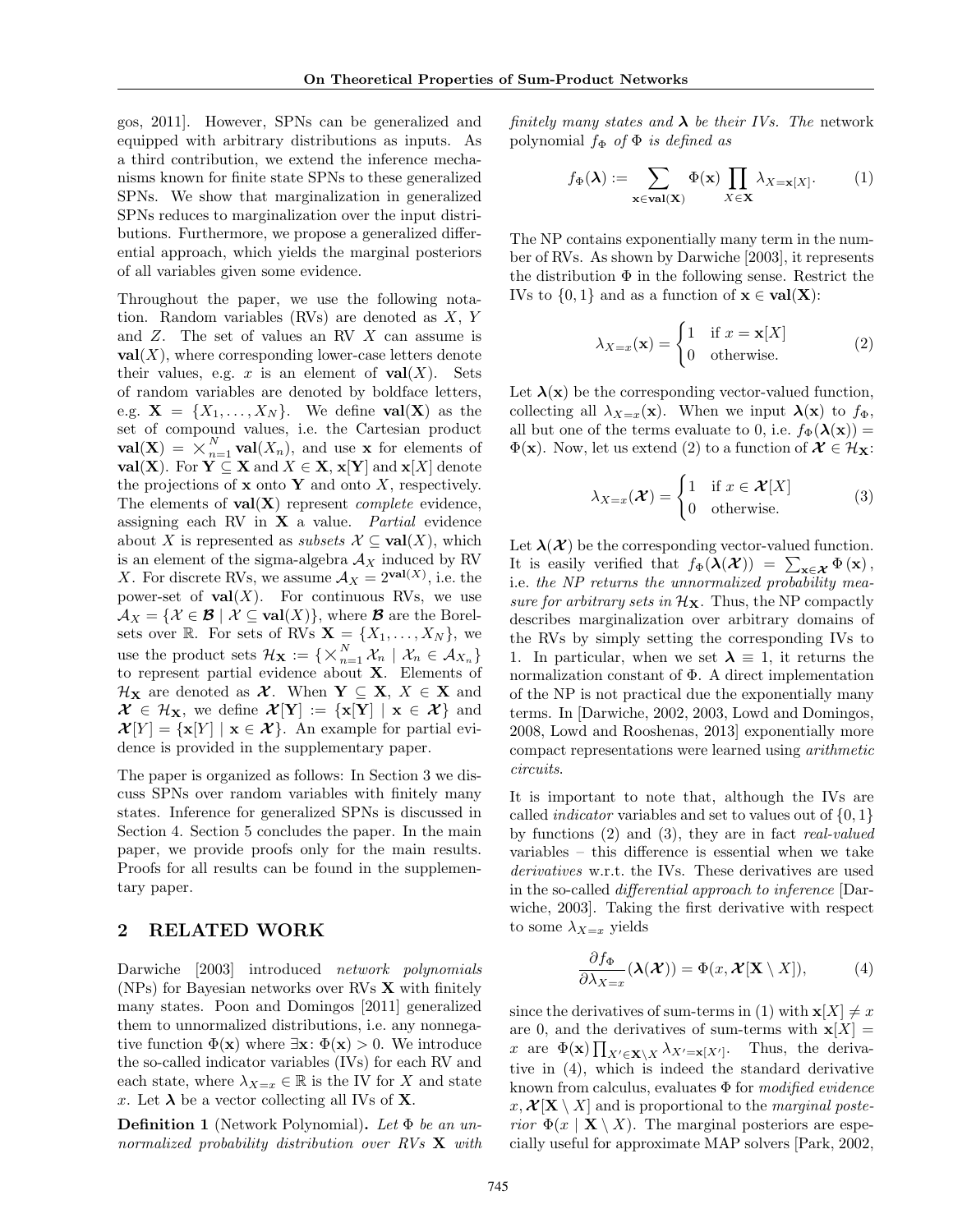gos, 2011]. However, SPNs can be generalized and equipped with arbitrary distributions as inputs. As a third contribution, we extend the inference mechanisms known for finite state SPNs to these generalized SPNs. We show that marginalization in generalized SPNs reduces to marginalization over the input distributions. Furthermore, we propose a generalized differential approach, which yields the marginal posteriors of all variables given some evidence.

Throughout the paper, we use the following notation. Random variables (RVs) are denoted as $X$, $Y$ and $Z$. The set of values an RV $X$ can assume is $\mathbf{val}(X)$, where corresponding lower-case letters denote their values, e.g. $x$ is an element of $\mathbf{val}(X)$. Sets of random variables are denoted by boldface letters, e.g. $\mathbf{X} = \{X_1, \dots, X_N\}$. We define $\mathbf{val}(\mathbf{X})$ as the set of compound values, i.e. the Cartesian product $\mathbf{val}(\mathbf{X}) = \times_{n=1}^{N} \mathbf{val}(X_n)$, and use $\mathbf{x}$ for elements of $\mathbf{val}(\mathbf{X})$. For $\mathbf{Y} \subseteq \mathbf{X}$ and $X \in \mathbf{X}$, $\mathbf{x}[\mathbf{Y}]$ and $\mathbf{x}[X]$ denote the projections of $\mathbf{x}$ onto $\mathbf{Y}$ and onto $X$, respectively. The elements of $\mathbf{val}(\mathbf{X})$ represent *complete* evidence, assigning each RV in $\mathbf{X}$ a value. *Partial* evidence about $X$ is represented as *subsets* $\mathcal{X} \subseteq \mathbf{val}(X)$, which is an element of the sigma-algebra $\mathcal{A}_X$ induced by RV $X$. For discrete RVs, we assume $\mathcal{A}_X = 2^{\mathbf{val}(X)}$, i.e. the power-set of $\mathbf{val}(X)$. For continuous RVs, we use $\mathcal{A}_X = \{\mathcal{X} \in \boldsymbol{\mathcal{B}} \mid \mathcal{X} \subseteq \mathbf{val}(X)\}$, where $\boldsymbol{\mathcal{B}}$ are the Borel-sets over $\mathbb{R}$. For sets of RVs $\mathbf{X} = \{X_1, \dots, X_N\}$, we use the product sets $\mathcal{H}_{\mathbf{X}} := \{\times_{n=1}^{N} \mathcal{X}_n \mid \mathcal{X}_n \in \mathcal{A}_{X_n}\}$ to represent partial evidence about $\mathbf{X}$. Elements of $\mathcal{H}_{\mathbf{X}}$ are denoted as $\boldsymbol{\mathcal{X}}$. When $\mathbf{Y} \subseteq \mathbf{X}$, $X \in \mathbf{X}$ and $\boldsymbol{\mathcal{X}} \in \mathcal{H}_{\mathbf{X}}$, we define $\boldsymbol{\mathcal{X}}[\mathbf{Y}] := \{\mathbf{x}[\mathbf{Y}] \mid \mathbf{x} \in \boldsymbol{\mathcal{X}}\}$ and $\boldsymbol{\mathcal{X}}[Y] = \{\mathbf{x}[Y] \mid \mathbf{x} \in \boldsymbol{\mathcal{X}}\}$. An example for partial evidence is provided in the supplementary paper.

The paper is organized as follows: In Section 3 we discuss SPNs over random variables with finitely many states. Inference for generalized SPNs is discussed in Section 4. Section 5 concludes the paper. In the main paper, we provide proofs only for the main results. Proofs for all results can be found in the supplementary paper.

## 2 RELATED WORK

Darwiche [2003] introduced *network polynomials* (NPs) for Bayesian networks over RVs $\mathbf{X}$ with finitely many states. Poon and Domingos [2011] generalized them to unnormalized distributions, i.e. any nonnegative function $\Phi(\mathbf{x})$ where $\exists \mathbf{x} \colon \Phi(\mathbf{x}) > 0$. We introduce the so-called indicator variables (IVs) for each RV and each state, where $\lambda_{X=x} \in \mathbb{R}$ is the IV for $X$ and state $x$. Let $\boldsymbol{\lambda}$ be a vector collecting all IVs of $\mathbf{X}$.

**Definition 1** (Network Polynomial)**.** *Let $\Phi$ be an unnormalized probability distribution over RVs $\mathbf{X}$ with finitely many states and $\boldsymbol{\lambda}$ be their IVs. The* network polynomial *$f_\Phi$ of $\Phi$ is defined as*

$$f_\Phi(\boldsymbol{\lambda}) := \sum_{\mathbf{x} \in \mathbf{val}(\mathbf{X})} \Phi(\mathbf{x}) \prod_{X \in \mathbf{X}} \lambda_{X=\mathbf{x}[X]}. \tag{1}$$

The NP contains exponentially many term in the number of RVs. As shown by Darwiche [2003], it represents the distribution $\Phi$ in the following sense. Restrict the IVs to $\{0, 1\}$ and as a function of $\mathbf{x} \in \mathbf{val}(\mathbf{X})$:

$$\lambda_{X=x}(\mathbf{x}) = \begin{cases} 1 & \text{if } x = \mathbf{x}[X] \\ 0 & \text{otherwise.} \end{cases} \tag{2}$$

Let $\boldsymbol{\lambda}(\mathbf{x})$ be the corresponding vector-valued function, collecting all $\lambda_{X=x}(\mathbf{x})$. When we input $\boldsymbol{\lambda}(\mathbf{x})$ to $f_\Phi$, all but one of the terms evaluate to 0, i.e. $f_\Phi(\boldsymbol{\lambda}(\mathbf{x})) = \Phi(\mathbf{x})$. Now, let us extend (2) to a function of $\boldsymbol{\mathcal{X}} \in \mathcal{H}_{\mathbf{X}}$:

$$\lambda_{X=x}(\boldsymbol{\mathcal{X}}) = \begin{cases} 1 & \text{if } x \in \boldsymbol{\mathcal{X}}[X] \\ 0 & \text{otherwise.} \end{cases} \tag{3}$$

Let $\boldsymbol{\lambda}(\boldsymbol{\mathcal{X}})$ be the corresponding vector-valued function. It is easily verified that $f_\Phi(\boldsymbol{\lambda}(\boldsymbol{\mathcal{X}})) = \sum_{\mathbf{x} \in \boldsymbol{\mathcal{X}}} \Phi(\mathbf{x})$, i.e. *the NP returns the unnormalized probability measure for arbitrary sets in $\mathcal{H}_{\mathbf{X}}$*. Thus, the NP compactly describes marginalization over arbitrary domains of the RVs by simply setting the corresponding IVs to 1. In particular, when we set $\boldsymbol{\lambda} \equiv 1$, it returns the normalization constant of $\Phi$. A direct implementation of the NP is not practical due the exponentially many terms. In [Darwiche, 2002, 2003, Lowd and Domingos, 2008, Lowd and Rooshenas, 2013] exponentially more compact representations were learned using *arithmetic circuits*.

It is important to note that, although the IVs are called *indicator* variables and set to values out of $\{0, 1\}$ by functions (2) and (3), they are in fact *real-valued* variables – this difference is essential when we take *derivatives* w.r.t. the IVs. These derivatives are used in the so-called *differential approach to inference* [Darwiche, 2003]. Taking the first derivative with respect to some $\lambda_{X=x}$ yields

$$\frac{\partial f_\Phi}{\partial \lambda_{X=x}}(\boldsymbol{\lambda}(\boldsymbol{\mathcal{X}})) = \Phi(x, \boldsymbol{\mathcal{X}}[\mathbf{X} \setminus X]), \tag{4}$$

since the derivatives of sum-terms in (1) with $\mathbf{x}[X] \neq x$ are 0, and the derivatives of sum-terms with $\mathbf{x}[X] = x$ are $\Phi(\mathbf{x}) \prod_{X' \in \mathbf{X} \setminus X} \lambda_{X'=\mathbf{x}[X']}$. Thus, the derivative in (4), which is indeed the standard derivative known from calculus, evaluates $\Phi$ for *modified evidence* $x, \boldsymbol{\mathcal{X}}[\mathbf{X} \setminus X]$ and is proportional to the *marginal posterior* $\Phi(x \mid \mathbf{X} \setminus X)$. The marginal posteriors are especially useful for approximate MAP solvers [Park, 2002,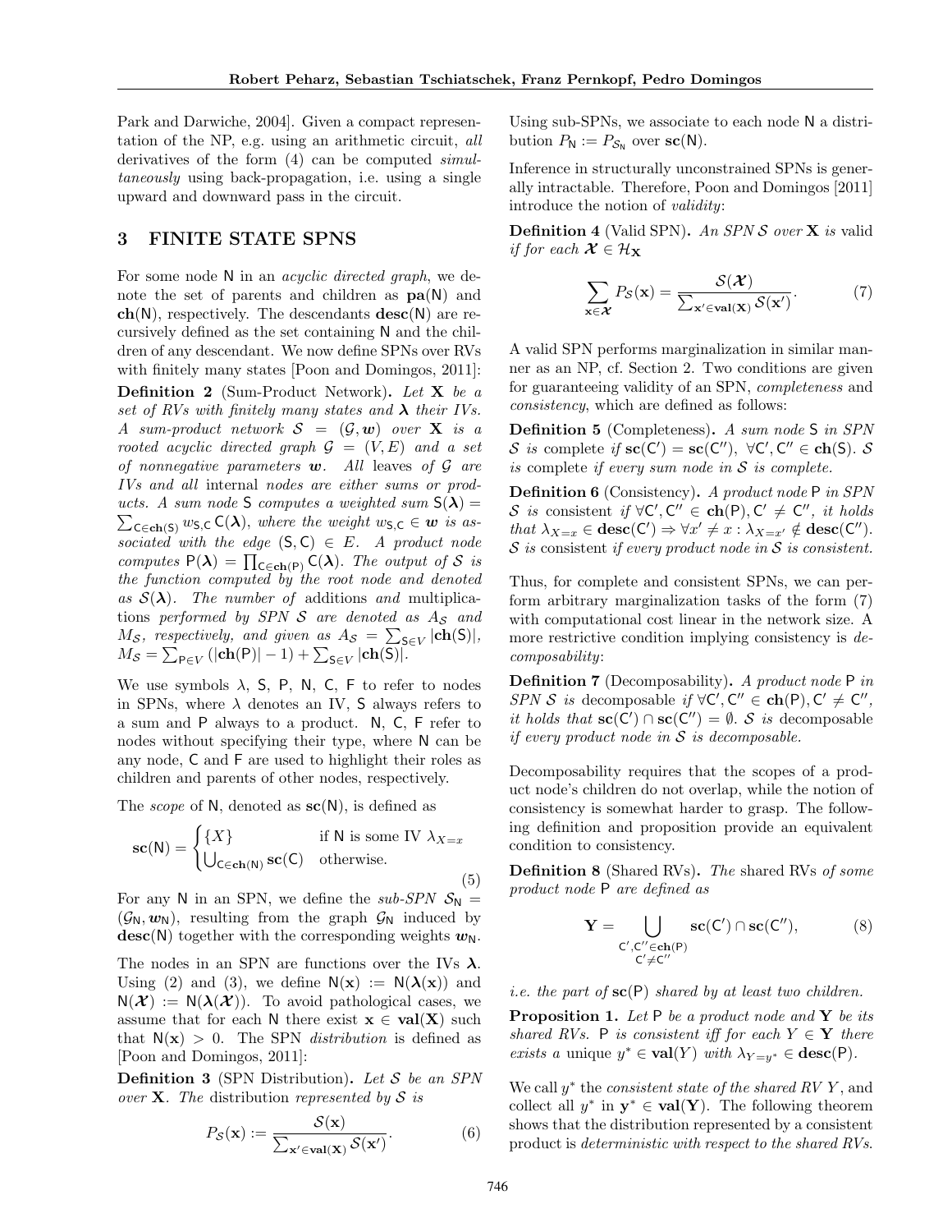Park and Darwiche, 2004]. Given a compact representation of the NP, e.g. using an arithmetic circuit, *all* derivatives of the form (4) can be computed *simultaneously* using back-propagation, i.e. using a single upward and downward pass in the circuit.

## 3 FINITE STATE SPNS

For some node $\mathsf{N}$ in an *acyclic directed graph*, we denote the set of parents and children as $\mathbf{pa}(\mathsf{N})$ and $\mathbf{ch}(\mathsf{N})$, respectively. The descendants $\mathbf{desc}(\mathsf{N})$ are recursively defined as the set containing $\mathsf{N}$ and the children of any descendant. We now define SPNs over RVs with finitely many states [Poon and Domingos, 2011]:

**Definition 2** (Sum-Product Network)**.** *Let $\mathbf{X}$ be a set of RVs with finitely many states and $\boldsymbol{\lambda}$ their IVs. A sum-product network $\mathcal{S} = (\mathcal{G}, \boldsymbol{w})$ over $\mathbf{X}$ is a rooted acyclic directed graph $\mathcal{G} = (V, E)$ and a set of nonnegative parameters $\boldsymbol{w}$. All leaves of $\mathcal{G}$ are IVs and all* internal *nodes are either sums or products. A sum node $\mathsf{S}$ computes a weighted sum $\mathsf{S}(\boldsymbol{\lambda}) = \sum_{\mathsf{C} \in \mathbf{ch}(\mathsf{S})} w_{\mathsf{S},\mathsf{C}}\, \mathsf{C}(\boldsymbol{\lambda})$, where the weight $w_{\mathsf{S},\mathsf{C}} \in \boldsymbol{w}$ is associated with the edge $(\mathsf{S}, \mathsf{C}) \in E$. A product node computes $\mathsf{P}(\boldsymbol{\lambda}) = \prod_{\mathsf{C} \in \mathbf{ch}(\mathsf{P})} \mathsf{C}(\boldsymbol{\lambda})$. The output of $\mathcal{S}$ is the function computed by the root node and denoted as $\mathcal{S}(\boldsymbol{\lambda})$. The number of* additions *and* multiplications *performed by SPN $\mathcal{S}$ are denoted as $A_{\mathcal{S}}$ and $M_{\mathcal{S}}$, respectively, and given as $A_{\mathcal{S}} = \sum_{\mathsf{S} \in V} |\mathbf{ch}(\mathsf{S})|$, $M_{\mathcal{S}} = \sum_{\mathsf{P} \in V} (|\mathbf{ch}(\mathsf{P})| - 1) + \sum_{\mathsf{S} \in V} |\mathbf{ch}(\mathsf{S})|$.*

We use symbols $\lambda$, $\mathsf{S}$, $\mathsf{P}$, $\mathsf{N}$, $\mathsf{C}$, $\mathsf{F}$ to refer to nodes in SPNs, where $\lambda$ denotes an IV, $\mathsf{S}$ always refers to a sum and $\mathsf{P}$ always to a product. $\mathsf{N}$, $\mathsf{C}$, $\mathsf{F}$ refer to nodes without specifying their type, where $\mathsf{N}$ can be any node, $\mathsf{C}$ and $\mathsf{F}$ are used to highlight their roles as children and parents of other nodes, respectively.

The *scope* of $\mathsf{N}$, denoted as $\mathbf{sc}(\mathsf{N})$, is defined as

$$\mathbf{sc}(\mathsf{N}) = \begin{cases} \{X\} & \text{if } \mathsf{N} \text{ is some IV } \lambda_{X=x} \\ \bigcup_{\mathsf{C} \in \mathbf{ch}(\mathsf{N})} \mathbf{sc}(\mathsf{C}) & \text{otherwise.} \end{cases} \tag{5}$$

For any $\mathsf{N}$ in an SPN, we define the *sub-SPN* $\mathcal{S}_{\mathsf{N}} = (\mathcal{G}_{\mathsf{N}}, \boldsymbol{w}_{\mathsf{N}})$, resulting from the graph $\mathcal{G}_{\mathsf{N}}$ induced by $\mathbf{desc}(\mathsf{N})$ together with the corresponding weights $\boldsymbol{w}_{\mathsf{N}}$.

The nodes in an SPN are functions over the IVs $\boldsymbol{\lambda}$. Using (2) and (3), we define $\mathsf{N}(\mathbf{x}) := \mathsf{N}(\boldsymbol{\lambda}(\mathbf{x}))$ and $\mathsf{N}(\boldsymbol{\mathcal{X}}) := \mathsf{N}(\boldsymbol{\lambda}(\boldsymbol{\mathcal{X}}))$. To avoid pathological cases, we assume that for each $\mathsf{N}$ there exist $\mathbf{x} \in \mathbf{val}(\mathbf{X})$ such that $\mathsf{N}(\mathbf{x}) > 0$. The SPN *distribution* is defined as [Poon and Domingos, 2011]:

**Definition 3** (SPN Distribution)**.** *Let $\mathcal{S}$ be an SPN over $\mathbf{X}$. The* distribution *represented by $\mathcal{S}$ is*

$$P_{\mathcal{S}}(\mathbf{x}) := \frac{\mathcal{S}(\mathbf{x})}{\sum_{\mathbf{x}' \in \mathbf{val}(\mathbf{X})} \mathcal{S}(\mathbf{x}')}. \tag{6}$$

Using sub-SPNs, we associate to each node $\mathsf{N}$ a distribution $P_{\mathsf{N}} := P_{\mathcal{S}_{\mathsf{N}}}$ over $\mathbf{sc}(\mathsf{N})$.

Inference in structurally unconstrained SPNs is generally intractable. Therefore, Poon and Domingos [2011] introduce the notion of *validity*:

**Definition 4** (Valid SPN)**.** *An SPN $\mathcal{S}$ over $\mathbf{X}$ is* valid *if for each $\boldsymbol{\mathcal{X}} \in \mathcal{H}_{\mathbf{X}}$*

$$\sum_{\mathbf{x} \in \boldsymbol{\mathcal{X}}} P_{\mathcal{S}}(\mathbf{x}) = \frac{\mathcal{S}(\boldsymbol{\mathcal{X}})}{\sum_{\mathbf{x}' \in \mathbf{val}(\mathbf{X})} \mathcal{S}(\mathbf{x}')}. \tag{7}$$

A valid SPN performs marginalization in similar manner as an NP, cf. Section 2. Two conditions are given for guaranteeing validity of an SPN, *completeness* and *consistency*, which are defined as follows:

**Definition 5** (Completeness)**.** *A sum node $\mathsf{S}$ in SPN $\mathcal{S}$ is* complete *if $\mathbf{sc}(\mathsf{C}') = \mathbf{sc}(\mathsf{C}'')$, $\forall \mathsf{C}', \mathsf{C}'' \in \mathbf{ch}(\mathsf{S})$. $\mathcal{S}$ is* complete *if every sum node in $\mathcal{S}$ is complete.*

**Definition 6** (Consistency)**.** *A product node $\mathsf{P}$ in SPN $\mathcal{S}$ is* consistent *if $\forall \mathsf{C}', \mathsf{C}'' \in \mathbf{ch}(\mathsf{P}), \mathsf{C}' \neq \mathsf{C}''$, it holds that $\lambda_{X=x} \in \mathbf{desc}(\mathsf{C}') \Rightarrow \forall x' \neq x : \lambda_{X=x'} \notin \mathbf{desc}(\mathsf{C}'')$. $\mathcal{S}$ is* consistent *if every product node in $\mathcal{S}$ is consistent.*

Thus, for complete and consistent SPNs, we can perform arbitrary marginalization tasks of the form (7) with computational cost linear in the network size. A more restrictive condition implying consistency is *decomposability*:

**Definition 7** (Decomposability)**.** *A product node $\mathsf{P}$ in SPN $\mathcal{S}$ is* decomposable *if $\forall \mathsf{C}', \mathsf{C}'' \in \mathbf{ch}(\mathsf{P}), \mathsf{C}' \neq \mathsf{C}''$, it holds that $\mathbf{sc}(\mathsf{C}') \cap \mathbf{sc}(\mathsf{C}'') = \emptyset$. $\mathcal{S}$ is* decomposable *if every product node in $\mathcal{S}$ is decomposable.*

Decomposability requires that the scopes of a product node's children do not overlap, while the notion of consistency is somewhat harder to grasp. The following definition and proposition provide an equivalent condition to consistency.

**Definition 8** (Shared RVs)**.** *The* shared RVs *of some product node $\mathsf{P}$ are defined as*

$$\mathbf{Y} = \bigcup_{\substack{\mathsf{C}', \mathsf{C}'' \in \mathbf{ch}(\mathsf{P}) \\ \mathsf{C}' \neq \mathsf{C}''}} \mathbf{sc}(\mathsf{C}') \cap \mathbf{sc}(\mathsf{C}''), \tag{8}$$

*i.e. the part of $\mathbf{sc}(\mathsf{P})$ shared by at least two children.*

**Proposition 1.** *Let $\mathsf{P}$ be a product node and $\mathbf{Y}$ be its shared RVs. $\mathsf{P}$ is consistent iff for each $Y \in \mathbf{Y}$ there exists a* unique *$y^* \in \mathbf{val}(Y)$ with $\lambda_{Y=y^*} \in \mathbf{desc}(\mathsf{P})$.*

We call $y^*$ the *consistent state of the shared RV $Y$*, and collect all $y^*$ in $\mathbf{y}^* \in \mathbf{val}(\mathbf{Y})$. The following theorem shows that the distribution represented by a consistent product is *deterministic with respect to the shared RVs*.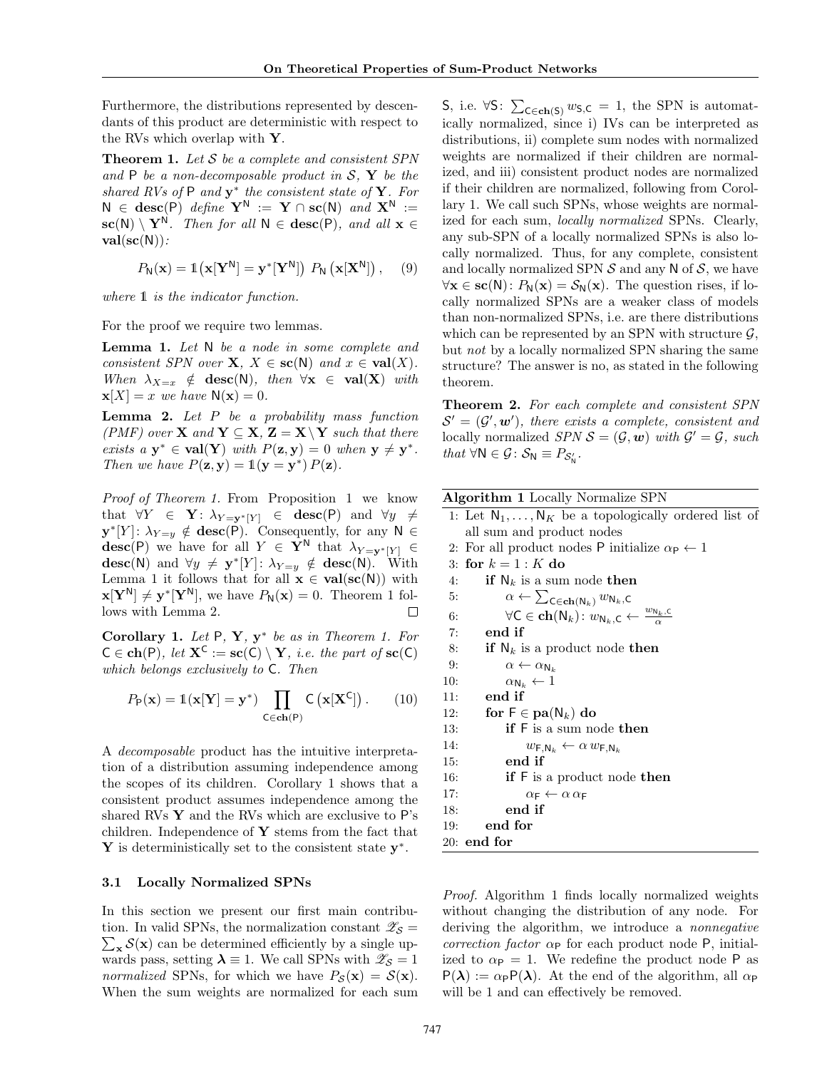Furthermore, the distributions represented by descendants of this product are deterministic with respect to the RVs which overlap with $\mathbf{Y}$.

**Theorem 1.** *Let $\mathcal{S}$ be a complete and consistent SPN and $\mathsf{P}$ be a non-decomposable product in $\mathcal{S}$, $\mathbf{Y}$ be the shared RVs of $\mathsf{P}$ and $\mathbf{y}^*$ the consistent state of $\mathbf{Y}$. For $\mathsf{N} \in \mathbf{desc}(\mathsf{P})$ define $\mathbf{Y}^{\mathsf{N}} := \mathbf{Y} \cap \mathbf{sc}(\mathsf{N})$ and $\mathbf{X}^{\mathsf{N}} := \mathbf{sc}(\mathsf{N}) \setminus \mathbf{Y}^{\mathsf{N}}$. Then for all $\mathsf{N} \in \mathbf{desc}(\mathsf{P})$, and all $\mathbf{x} \in \mathbf{val}(\mathbf{sc}(\mathsf{N}))$:*

$$P_{\mathsf{N}}(\mathbf{x}) = \mathbb{1}\big(\mathbf{x}[\mathbf{Y}^{\mathsf{N}}] = \mathbf{y}^*[\mathbf{Y}^{\mathsf{N}}]\big)\; P_{\mathsf{N}}\left(\mathbf{x}[\mathbf{X}^{\mathsf{N}}]\right), \quad (9)$$

*where $\mathbb{1}$ is the indicator function.*

For the proof we require two lemmas.

**Lemma 1.** *Let $\mathsf{N}$ be a node in some complete and consistent SPN over $\mathbf{X}$, $X \in \mathbf{sc}(\mathsf{N})$ and $x \in \mathbf{val}(X)$. When $\lambda_{X=x} \notin \mathbf{desc}(\mathsf{N})$, then $\forall \mathbf{x} \in \mathbf{val}(\mathbf{X})$ with $\mathbf{x}[X] = x$ we have $\mathsf{N}(\mathbf{x}) = 0$.*

**Lemma 2.** *Let $P$ be a probability mass function (PMF) over $\mathbf{X}$ and $\mathbf{Y} \subseteq \mathbf{X}$, $\mathbf{Z} = \mathbf{X} \setminus \mathbf{Y}$ such that there exists a $\mathbf{y}^* \in \mathbf{val}(\mathbf{Y})$ with $P(\mathbf{z}, \mathbf{y}) = 0$ when $\mathbf{y} \neq \mathbf{y}^*$. Then we have $P(\mathbf{z}, \mathbf{y}) = \mathbb{1}(\mathbf{y} = \mathbf{y}^*)\, P(\mathbf{z})$.*

*Proof of Theorem 1.* From Proposition 1 we know that $\forall Y \in \mathbf{Y}$: $\lambda_{Y=\mathbf{y}^*[Y]} \in \mathbf{desc}(\mathsf{P})$ and $\forall y \neq \mathbf{y}^*[Y]$: $\lambda_{Y=y} \notin \mathbf{desc}(\mathsf{P})$. Consequently, for any $\mathsf{N} \in \mathbf{desc}(\mathsf{P})$ we have for all $Y \in \mathbf{Y}^{\mathsf{N}}$ that $\lambda_{Y=\mathbf{y}^*[Y]} \in \mathbf{desc}(\mathsf{N})$ and $\forall y \neq \mathbf{y}^*[Y]$: $\lambda_{Y=y} \notin \mathbf{desc}(\mathsf{N})$. With Lemma 1 it follows that for all $\mathbf{x} \in \mathbf{val}(\mathbf{sc}(\mathsf{N}))$ with $\mathbf{x}[\mathbf{Y}^{\mathsf{N}}] \neq \mathbf{y}^*[\mathbf{Y}^{\mathsf{N}}]$, we have $P_{\mathsf{N}}(\mathbf{x}) = 0$. Theorem 1 follows with Lemma 2. ☐

**Corollary 1.** *Let $\mathsf{P}$, $\mathbf{Y}$, $\mathbf{y}^*$ be as in Theorem 1. For $\mathsf{C} \in \mathbf{ch}(\mathsf{P})$, let $\mathbf{X}^{\mathsf{C}} := \mathbf{sc}(\mathsf{C}) \setminus \mathbf{Y}$, i.e. the part of $\mathbf{sc}(\mathsf{C})$ which belongs exclusively to $\mathsf{C}$. Then*

$$P_{\mathsf{P}}(\mathbf{x}) = \mathbb{1}(\mathbf{x}[\mathbf{Y}] = \mathbf{y}^*) \prod_{\mathsf{C} \in \mathbf{ch}(\mathsf{P})} \mathsf{C}\left(\mathbf{x}[\mathbf{X}^{\mathsf{C}}]\right). \quad (10)$$

A *decomposable* product has the intuitive interpretation of a distribution assuming independence among the scopes of its children. Corollary 1 shows that a consistent product assumes independence among the shared RVs $\mathbf{Y}$ and the RVs which are exclusive to $\mathsf{P}$'s children. Independence of $\mathbf{Y}$ stems from the fact that $\mathbf{Y}$ is deterministically set to the consistent state $\mathbf{y}^*$.

### 3.1 Locally Normalized SPNs

In this section we present our first main contribution. In valid SPNs, the normalization constant $\mathscr{Z}_{\mathcal{S}} = \sum_{\mathbf{x}} \mathcal{S}(\mathbf{x})$ can be determined efficiently by a single upwards pass, setting $\boldsymbol{\lambda} \equiv 1$. We call SPNs with $\mathscr{Z}_{\mathcal{S}} = 1$ *normalized* SPNs, for which we have $P_{\mathcal{S}}(\mathbf{x}) = \mathcal{S}(\mathbf{x})$. When the sum weights are normalized for each sum $\mathsf{S}$, i.e. $\forall \mathsf{S}$: $\sum_{\mathsf{C} \in \mathbf{ch}(\mathsf{S})} w_{\mathsf{S},\mathsf{C}} = 1$, the SPN is automatically normalized, since i) IVs can be interpreted as distributions, ii) complete sum nodes with normalized weights are normalized if their children are normalized, and iii) consistent product nodes are normalized if their children are normalized, following from Corollary 1. We call such SPNs, whose weights are normalized for each sum, *locally normalized* SPNs. Clearly, any sub-SPN of a locally normalized SPNs is also locally normalized. Thus, for any complete, consistent and locally normalized SPN $\mathcal{S}$ and any $\mathsf{N}$ of $\mathcal{S}$, we have $\forall \mathbf{x} \in \mathbf{sc}(\mathsf{N})$: $P_{\mathsf{N}}(\mathbf{x}) = \mathcal{S}_{\mathsf{N}}(\mathbf{x})$. The question rises, if locally normalized SPNs are a weaker class of models than non-normalized SPNs, i.e. are there distributions which can be represented by an SPN with structure $\mathcal{G}$, but *not* by a locally normalized SPN sharing the same structure? The answer is no, as stated in the following theorem.

**Theorem 2.** *For each complete and consistent SPN $\mathcal{S}' = (\mathcal{G}', \boldsymbol{w}')$, there exists a complete, consistent and* locally normalized *SPN $\mathcal{S} = (\mathcal{G}, \boldsymbol{w})$ with $\mathcal{G}' = \mathcal{G}$, such that $\forall \mathsf{N} \in \mathcal{G}$: $\mathcal{S}_{\mathsf{N}} \equiv P_{\mathcal{S}'_{\mathsf{N}}}$.*

**Algorithm 1** Locally Normalize SPN

```
1: Let N_1, ..., N_K be a topologically ordered list of
   all sum and product nodes
2: For all product nodes P initialize α_P ← 1
3: for k = 1 : K do
4:     if N_k is a sum node then
5:         α ← Σ_{C ∈ ch(N_k)} w_{N_k,C}
6:         ∀C ∈ ch(N_k): w_{N_k,C} ← w_{N_k,C} / α
7:     end if
8:     if N_k is a product node then
9:         α ← α_{N_k}
10:        α_{N_k} ← 1
11:    end if
12:    for F ∈ pa(N_k) do
13:        if F is a sum node then
14:            w_{F,N_k} ← α w_{F,N_k}
15:        end if
16:        if F is a product node then
17:            α_F ← α α_F
18:        end if
19:    end for
20: end for
```

*Proof.* Algorithm 1 finds locally normalized weights without changing the distribution of any node. For deriving the algorithm, we introduce a *nonnegative correction factor* $\alpha_{\mathsf{P}}$ for each product node $\mathsf{P}$, initialized to $\alpha_{\mathsf{P}} = 1$. We redefine the product node $\mathsf{P}$ as $\mathsf{P}(\boldsymbol{\lambda}) := \alpha_{\mathsf{P}} \mathsf{P}(\boldsymbol{\lambda})$. At the end of the algorithm, all $\alpha_{\mathsf{P}}$ will be 1 and can effectively be removed.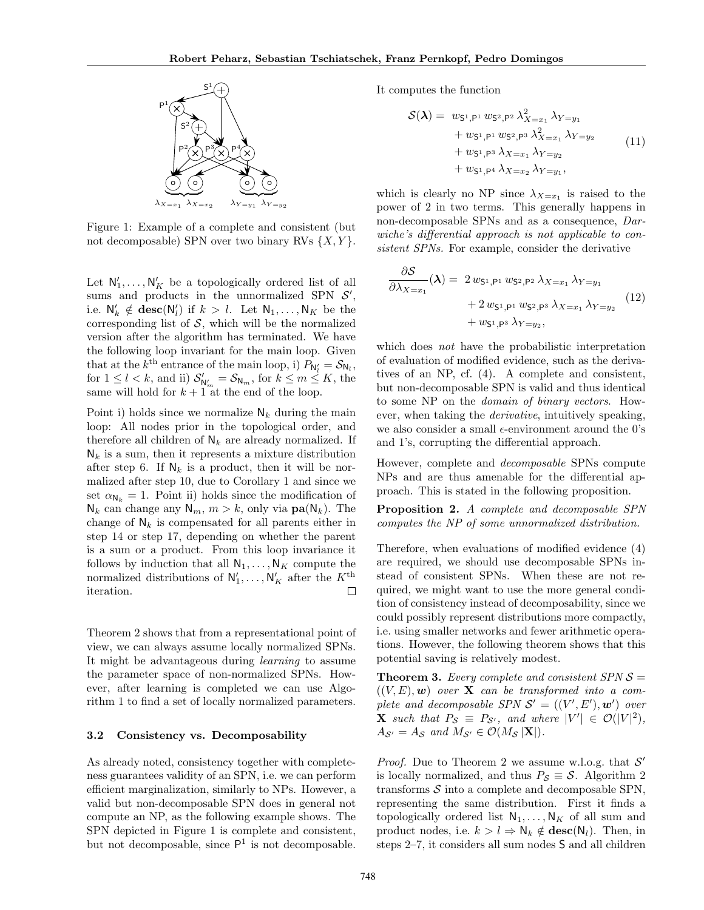Figure 1: Example of a complete and consistent (but not decomposable) SPN over two binary RVs $\{X, Y\}$.

Let $\mathsf{N}'_1, \ldots, \mathsf{N}'_K$ be a topologically ordered list of all sums and products in the unnormalized SPN $\mathcal{S}'$, i.e. $\mathsf{N}'_k \notin \mathbf{desc}(\mathsf{N}'_l)$ if $k > l$. Let $\mathsf{N}_1, \ldots, \mathsf{N}_K$ be the corresponding list of $\mathcal{S}$, which will be the normalized version after the algorithm has terminated. We have the following loop invariant for the main loop. Given that at the $k^{\text{th}}$ entrance of the main loop, i) $P_{\mathsf{N}'_l} = \mathcal{S}_{\mathsf{N}_l}$, for $1 \leq l < k$, and ii) $\mathcal{S}'_{\mathsf{N}'_m} = \mathcal{S}_{\mathsf{N}_m}$, for $k \leq m \leq K$, the same will hold for $k+1$ at the end of the loop.

Point i) holds since we normalize $\mathsf{N}_k$ during the main loop: All nodes prior in the topological order, and therefore all children of $\mathsf{N}_k$ are already normalized. If $\mathsf{N}_k$ is a sum, then it represents a mixture distribution after step 6. If $\mathsf{N}_k$ is a product, then it will be normalized after step 10, due to Corollary 1 and since we set $\alpha_{\mathsf{N}_k} = 1$. Point ii) holds since the modification of $\mathsf{N}_k$ can change any $\mathsf{N}_m$, $m > k$, only via $\mathbf{pa}(\mathsf{N}_k)$. The change of $\mathsf{N}_k$ is compensated for all parents either in step 14 or step 17, depending on whether the parent is a sum or a product. From this loop invariance it follows by induction that all $\mathsf{N}_1, \ldots, \mathsf{N}_K$ compute the normalized distributions of $\mathsf{N}'_1, \ldots, \mathsf{N}'_K$ after the $K^{\text{th}}$ iteration. □

Theorem 2 shows that from a representational point of view, we can always assume locally normalized SPNs. It might be advantageous during *learning* to assume the parameter space of non-normalized SPNs. However, after learning is completed we can use Algorithm 1 to find a set of locally normalized parameters.

### 3.2 Consistency vs. Decomposability

As already noted, consistency together with completeness guarantees validity of an SPN, i.e. we can perform efficient marginalization, similarly to NPs. However, a valid but non-decomposable SPN does in general not compute an NP, as the following example shows. The SPN depicted in Figure 1 is complete and consistent, but not decomposable, since $\mathsf{P}^1$ is not decomposable. It computes the function

$$\begin{aligned}
\mathcal{S}(\boldsymbol{\lambda}) = \; & w_{\mathsf{S}^1,\mathsf{P}^1}\, w_{\mathsf{S}^2,\mathsf{P}^2}\, \lambda^2_{X=x_1}\, \lambda_{Y=y_1} \\
& + w_{\mathsf{S}^1,\mathsf{P}^1}\, w_{\mathsf{S}^2,\mathsf{P}^3}\, \lambda^2_{X=x_1}\, \lambda_{Y=y_2} \\
& + w_{\mathsf{S}^1,\mathsf{P}^3}\, \lambda_{X=x_1}\, \lambda_{Y=y_2} \\
& + w_{\mathsf{S}^1,\mathsf{P}^4}\, \lambda_{X=x_2}\, \lambda_{Y=y_1},
\end{aligned} \tag{11}$$

which is clearly no NP since $\lambda_{X=x_1}$ is raised to the power of 2 in two terms. This generally happens in non-decomposable SPNs and as a consequence, *Darwiche's differential approach is not applicable to consistent SPNs.* For example, consider the derivative

$$\begin{aligned}
\frac{\partial \mathcal{S}}{\partial \lambda_{X=x_1}}(\boldsymbol{\lambda}) = \; & 2\, w_{\mathsf{S}^1,\mathsf{P}^1}\, w_{\mathsf{S}^2,\mathsf{P}^2}\, \lambda_{X=x_1}\, \lambda_{Y=y_1} \\
& + 2\, w_{\mathsf{S}^1,\mathsf{P}^1}\, w_{\mathsf{S}^2,\mathsf{P}^3}\, \lambda_{X=x_1}\, \lambda_{Y=y_2} \\
& + w_{\mathsf{S}^1,\mathsf{P}^3}\, \lambda_{Y=y_2},
\end{aligned} \tag{12}$$

which does *not* have the probabilistic interpretation of evaluation of modified evidence, such as the derivatives of an NP, cf. (4). A complete and consistent, but non-decomposable SPN is valid and thus identical to some NP on the *domain of binary vectors*. However, when taking the *derivative*, intuitively speaking, we also consider a small $\epsilon$-environment around the 0's and 1's, corrupting the differential approach.

However, complete and *decomposable* SPNs compute NPs and are thus amenable for the differential approach. This is stated in the following proposition.

**Proposition 2.** *A complete and decomposable SPN computes the NP of some unnormalized distribution.*

Therefore, when evaluations of modified evidence (4) are required, we should use decomposable SPNs instead of consistent SPNs. When these are not required, we might want to use the more general condition of consistency instead of decomposability, since we could possibly represent distributions more compactly, i.e. using smaller networks and fewer arithmetic operations. However, the following theorem shows that this potential saving is relatively modest.

**Theorem 3.** *Every complete and consistent SPN $\mathcal{S} = ((V, E), \boldsymbol{w})$ over $\mathbf{X}$ can be transformed into a complete and decomposable SPN $\mathcal{S}' = ((V', E'), \boldsymbol{w}')$ over $\mathbf{X}$ such that $P_{\mathcal{S}} \equiv P_{\mathcal{S}'}$, and where $|V'| \in \mathcal{O}(|V|^2)$, $A_{\mathcal{S}'} = A_{\mathcal{S}}$ and $M_{\mathcal{S}'} \in \mathcal{O}(M_{\mathcal{S}}\, |\mathbf{X}|)$.*

*Proof.* Due to Theorem 2 we assume w.l.o.g. that $\mathcal{S}'$ is locally normalized, and thus $P_{\mathcal{S}} \equiv \mathcal{S}$. Algorithm 2 transforms $\mathcal{S}$ into a complete and decomposable SPN, representing the same distribution. First it finds a topologically ordered list $\mathsf{N}_1, \ldots, \mathsf{N}_K$ of all sum and product nodes, i.e. $k > l \Rightarrow \mathsf{N}_k \notin \mathbf{desc}(\mathsf{N}_l)$. Then, in steps 2–7, it considers all sum nodes $\mathsf{S}$ and all children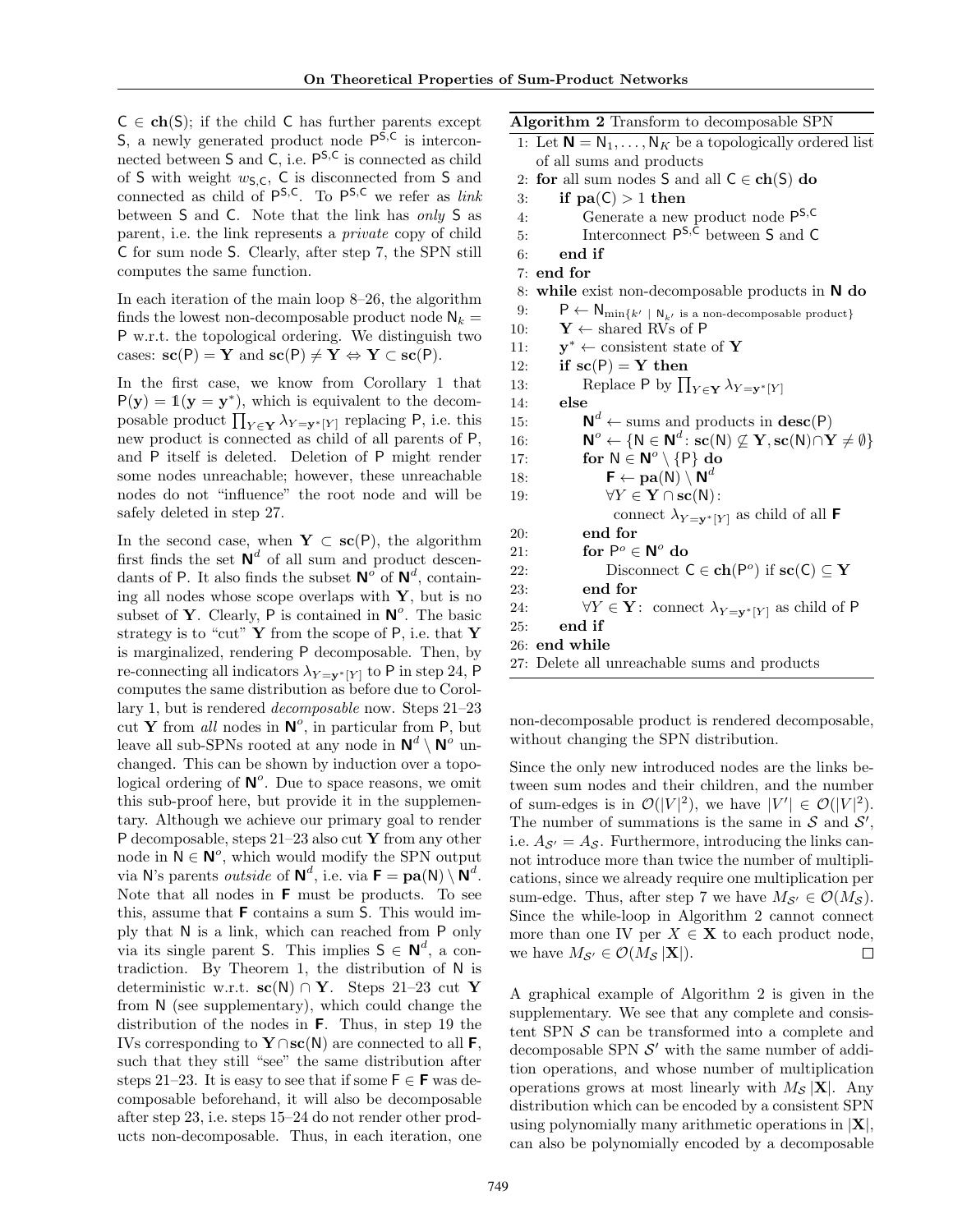$\mathsf{C} \in \mathbf{ch}(\mathsf{S})$; if the child $\mathsf{C}$ has further parents except $\mathsf{S}$, a newly generated product node $\mathsf{P}^{\mathsf{S},\mathsf{C}}$ is interconnected between $\mathsf{S}$ and $\mathsf{C}$, i.e. $\mathsf{P}^{\mathsf{S},\mathsf{C}}$ is connected as child of $\mathsf{S}$ with weight $w_{\mathsf{S},\mathsf{C}}$, $\mathsf{C}$ is disconnected from $\mathsf{S}$ and connected as child of $\mathsf{P}^{\mathsf{S},\mathsf{C}}$. To $\mathsf{P}^{\mathsf{S},\mathsf{C}}$ we refer as *link* between $\mathsf{S}$ and $\mathsf{C}$. Note that the link has *only* $\mathsf{S}$ as parent, i.e. the link represents a *private* copy of child $\mathsf{C}$ for sum node $\mathsf{S}$. Clearly, after step 7, the SPN still computes the same function.

In each iteration of the main loop 8–26, the algorithm finds the lowest non-decomposable product node $\mathsf{N}_k = \mathsf{P}$ w.r.t. the topological ordering. We distinguish two cases: $\mathbf{sc}(\mathsf{P}) = \mathbf{Y}$ and $\mathbf{sc}(\mathsf{P}) \neq \mathbf{Y} \Leftrightarrow \mathbf{Y} \subset \mathbf{sc}(\mathsf{P})$.

In the first case, we know from Corollary 1 that $\mathsf{P}(\mathbf{y}) = \mathbb{1}(\mathbf{y} = \mathbf{y}^*)$, which is equivalent to the decomposable product $\prod_{Y \in \mathbf{Y}} \lambda_{Y=\mathbf{y}^*[Y]}$ replacing $\mathsf{P}$, i.e. this new product is connected as child of all parents of $\mathsf{P}$, and $\mathsf{P}$ itself is deleted. Deletion of $\mathsf{P}$ might render some nodes unreachable; however, these unreachable nodes do not "influence" the root node and will be safely deleted in step 27.

In the second case, when $\mathbf{Y} \subset \mathbf{sc}(\mathsf{P})$, the algorithm first finds the set $\mathbf{N}^d$ of all sum and product descendants of $\mathsf{P}$. It also finds the subset $\mathbf{N}^o$ of $\mathbf{N}^d$, containing all nodes whose scope overlaps with $\mathbf{Y}$, but is no subset of $\mathbf{Y}$. Clearly, $\mathsf{P}$ is contained in $\mathbf{N}^o$. The basic strategy is to "cut" $\mathbf{Y}$ from the scope of $\mathsf{P}$, i.e. that $\mathbf{Y}$ is marginalized, rendering $\mathsf{P}$ decomposable. Then, by re-connecting all indicators $\lambda_{Y=\mathbf{y}^*[Y]}$ to $\mathsf{P}$ in step 24, $\mathsf{P}$ computes the same distribution as before due to Corollary 1, but is rendered *decomposable* now. Steps 21–23 cut $\mathbf{Y}$ from *all* nodes in $\mathbf{N}^o$, in particular from $\mathsf{P}$, but leave all sub-SPNs rooted at any node in $\mathbf{N}^d \setminus \mathbf{N}^o$ unchanged. This can be shown by induction over a topological ordering of $\mathbf{N}^o$. Due to space reasons, we omit this sub-proof here, but provide it in the supplementary. Although we achieve our primary goal to render $\mathsf{P}$ decomposable, steps 21–23 also cut $\mathbf{Y}$ from any other node in $\mathsf{N} \in \mathbf{N}^o$, which would modify the SPN output via $\mathsf{N}$'s parents *outside* of $\mathbf{N}^d$, i.e. via $\mathbf{F} = \mathbf{pa}(\mathsf{N}) \setminus \mathbf{N}^d$. Note that all nodes in $\mathbf{F}$ must be products. To see this, assume that $\mathbf{F}$ contains a sum $\mathsf{S}$. This would imply that $\mathsf{N}$ is a link, which can reached from $\mathsf{P}$ only via its single parent $\mathsf{S}$. This implies $\mathsf{S} \in \mathbf{N}^d$, a contradiction. By Theorem 1, the distribution of $\mathsf{N}$ is deterministic w.r.t. $\mathbf{sc}(\mathsf{N}) \cap \mathbf{Y}$. Steps 21–23 cut $\mathbf{Y}$ from $\mathsf{N}$ (see supplementary), which could change the distribution of the nodes in $\mathbf{F}$. Thus, in step 19 the IVs corresponding to $\mathbf{Y} \cap \mathbf{sc}(\mathsf{N})$ are connected to all $\mathbf{F}$, such that they still "see" the same distribution after steps 21–23. It is easy to see that if some $\mathsf{F} \in \mathbf{F}$ was decomposable beforehand, it will also be decomposable after step 23, i.e. steps 15–24 do not render other products non-decomposable. Thus, in each iteration, one

**Algorithm 2** Transform to decomposable SPN

```
1: Let N = N_1, ..., N_K be a topologically ordered list
   of all sums and products
2: for all sum nodes S and all C ∈ ch(S) do
3:     if pa(C) > 1 then
4:         Generate a new product node P^{S,C}
5:         Interconnect P^{S,C} between S and C
6:     end if
7: end for
8: while exist non-decomposable products in N do
9:     P ← N_{min{k' | N_k' is a non-decomposable product}}
10:    Y ← shared RVs of P
11:    y* ← consistent state of Y
12:    if sc(P) = Y then
13:        Replace P by ∏_{Y∈Y} λ_{Y=y*[Y]}
14:    else
15:        N^d ← sums and products in desc(P)
16:        N^o ← {N ∈ N^d: sc(N) ⊄ Y, sc(N) ∩ Y ≠ ∅}
17:        for N ∈ N^o \ {P} do
18:            F ← pa(N) \ N^d
19:            ∀Y ∈ Y ∩ sc(N):
                 connect λ_{Y=y*[Y]} as child of all F
20:        end for
21:        for P^o ∈ N^o do
22:            Disconnect C ∈ ch(P^o) if sc(C) ⊆ Y
23:        end for
24:        ∀Y ∈ Y: connect λ_{Y=y*[Y]} as child of P
25:    end if
26: end while
27: Delete all unreachable sums and products
```

non-decomposable product is rendered decomposable, without changing the SPN distribution.

Since the only new introduced nodes are the links between sum nodes and their children, and the number of sum-edges is in $\mathcal{O}(|V|^2)$, we have $|V'| \in \mathcal{O}(|V|^2)$. The number of summations is the same in $\mathcal{S}$ and $\mathcal{S}'$, i.e. $A_{\mathcal{S}'} = A_{\mathcal{S}}$. Furthermore, introducing the links cannot introduce more than twice the number of multiplications, since we already require one multiplication per sum-edge. Thus, after step 7 we have $M_{\mathcal{S}'} \in \mathcal{O}(M_{\mathcal{S}})$. Since the while-loop in Algorithm 2 cannot connect more than one IV per $X \in \mathbf{X}$ to each product node, we have $M_{\mathcal{S}'} \in \mathcal{O}(M_{\mathcal{S}} |\mathbf{X}|)$. $\square$

A graphical example of Algorithm 2 is given in the supplementary. We see that any complete and consistent SPN $\mathcal{S}$ can be transformed into a complete and decomposable SPN $\mathcal{S}'$ with the same number of addition operations, and whose number of multiplication operations grows at most linearly with $M_{\mathcal{S}} |\mathbf{X}|$. Any distribution which can be encoded by a consistent SPN using polynomially many arithmetic operations in $|\mathbf{X}|$, can also be polynomially encoded by a decomposable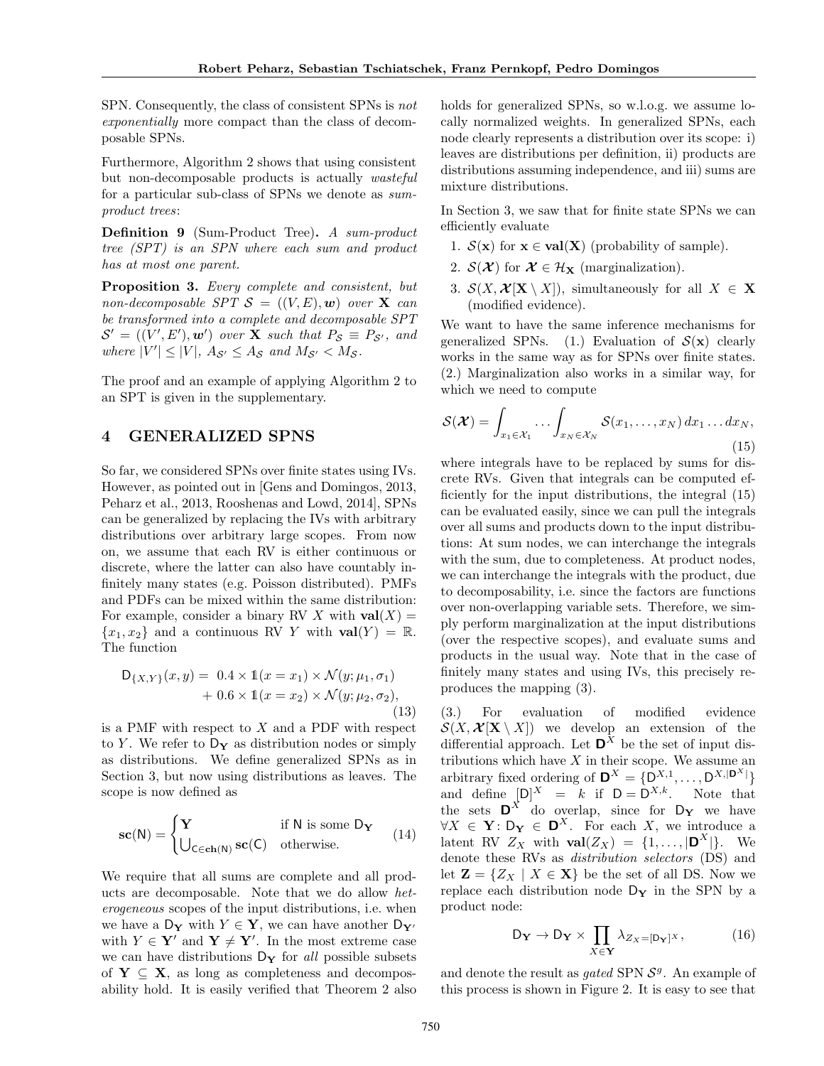SPN. Consequently, the class of consistent SPNs is *not exponentially* more compact than the class of decomposable SPNs.

Furthermore, Algorithm 2 shows that using consistent but non-decomposable products is actually *wasteful* for a particular sub-class of SPNs we denote as *sum-product trees*:

**Definition 9** (Sum-Product Tree)**.** *A sum-product tree (SPT) is an SPN where each sum and product has at most one parent.*

**Proposition 3.** *Every complete and consistent, but non-decomposable SPT $\mathcal{S} = ((V, E), \boldsymbol{w})$ over $\mathbf{X}$ can be transformed into a complete and decomposable SPT $\mathcal{S}' = ((V', E'), \boldsymbol{w}')$ over $\mathbf{X}$ such that $P_{\mathcal{S}} \equiv P_{\mathcal{S}'}$, and where $|V'| \leq |V|$, $A_{\mathcal{S}'} \leq A_{\mathcal{S}}$ and $M_{\mathcal{S}'} < M_{\mathcal{S}}$.*

The proof and an example of applying Algorithm 2 to an SPT is given in the supplementary.

## 4 GENERALIZED SPNS

So far, we considered SPNs over finite states using IVs. However, as pointed out in [Gens and Domingos, 2013, Peharz et al., 2013, Rooshenas and Lowd, 2014], SPNs can be generalized by replacing the IVs with arbitrary distributions over arbitrary large scopes. From now on, we assume that each RV is either continuous or discrete, where the latter can also have countably infinitely many states (e.g. Poisson distributed). PMFs and PDFs can be mixed within the same distribution: For example, consider a binary RV $X$ with $\mathbf{val}(X) = \{x_1, x_2\}$ and a continuous RV $Y$ with $\mathbf{val}(Y) = \mathbb{R}$. The function

$$\mathsf{D}_{\{X,Y\}}(x, y) = 0.4 \times \mathbb{1}(x = x_1) \times \mathcal{N}(y; \mu_1, \sigma_1) + 0.6 \times \mathbb{1}(x = x_2) \times \mathcal{N}(y; \mu_2, \sigma_2), \tag{13}$$

is a PMF with respect to $X$ and a PDF with respect to $Y$. We refer to $\mathsf{D}_{\mathbf{Y}}$ as distribution nodes or simply as distributions. We define generalized SPNs as in Section 3, but now using distributions as leaves. The scope is now defined as

$$\mathbf{sc}(\mathsf{N}) = \begin{cases} \mathbf{Y} & \text{if } \mathsf{N} \text{ is some } \mathsf{D}_{\mathbf{Y}} \\ \bigcup_{\mathsf{C} \in \mathbf{ch}(\mathsf{N})} \mathbf{sc}(\mathsf{C}) & \text{otherwise.} \end{cases} \tag{14}$$

We require that all sums are complete and all products are decomposable. Note that we do allow *heterogeneous* scopes of the input distributions, i.e. when we have a $\mathsf{D}_{\mathbf{Y}}$ with $Y \in \mathbf{Y}$, we can have another $\mathsf{D}_{\mathbf{Y}'}$ with $Y \in \mathbf{Y}'$ and $\mathbf{Y} \neq \mathbf{Y}'$. In the most extreme case we can have distributions $\mathsf{D}_{\mathbf{Y}}$ for *all* possible subsets of $\mathbf{Y} \subseteq \mathbf{X}$, as long as completeness and decomposability hold. It is easily verified that Theorem 2 also holds for generalized SPNs, so w.l.o.g. we assume locally normalized weights. In generalized SPNs, each node clearly represents a distribution over its scope: i) leaves are distributions per definition, ii) products are distributions assuming independence, and iii) sums are mixture distributions.

In Section 3, we saw that for finite state SPNs we can efficiently evaluate

1. $\mathcal{S}(\mathbf{x})$ for $\mathbf{x} \in \mathbf{val}(\mathbf{X})$ (probability of sample).
2. $\mathcal{S}(\boldsymbol{\mathcal{X}})$ for $\boldsymbol{\mathcal{X}} \in \mathcal{H}_{\mathbf{X}}$ (marginalization).
3. $\mathcal{S}(X, \boldsymbol{\mathcal{X}}[\mathbf{X} \setminus X])$, simultaneously for all $X \in \mathbf{X}$ (modified evidence).

We want to have the same inference mechanisms for generalized SPNs. (1.) Evaluation of $\mathcal{S}(\mathbf{x})$ clearly works in the same way as for SPNs over finite states. (2.) Marginalization also works in a similar way, for which we need to compute

$$\mathcal{S}(\boldsymbol{\mathcal{X}}) = \int_{x_1 \in \mathcal{X}_1} \cdots \int_{x_N \in \mathcal{X}_N} \mathcal{S}(x_1, \ldots, x_N)\, dx_1 \ldots dx_N, \tag{15}$$

where integrals have to be replaced by sums for discrete RVs. Given that integrals can be computed efficiently for the input distributions, the integral (15) can be evaluated easily, since we can pull the integrals over all sums and products down to the input distributions: At sum nodes, we can interchange the integrals with the sum, due to completeness. At product nodes, we can interchange the integrals with the product, due to decomposability, i.e. since the factors are functions over non-overlapping variable sets. Therefore, we simply perform marginalization at the input distributions (over the respective scopes), and evaluate sums and products in the usual way. Note that in the case of finitely many states and using IVs, this precisely reproduces the mapping (3).

(3.) For evaluation of modified evidence $\mathcal{S}(X, \boldsymbol{\mathcal{X}}[\mathbf{X} \setminus X])$ we develop an extension of the differential approach. Let $\mathbf{D}^X$ be the set of input distributions which have $X$ in their scope. We assume an arbitrary fixed ordering of $\mathbf{D}^X = \{\mathsf{D}^{X,1}, \ldots, \mathsf{D}^{X,|\mathbf{D}^X|}\}$ and define $[\mathsf{D}]^X = k$ if $\mathsf{D} = \mathsf{D}^{X,k}$. Note that the sets $\mathbf{D}^X$ do overlap, since for $\mathsf{D}_{\mathbf{Y}}$ we have $\forall X \in \mathbf{Y} \colon \mathsf{D}_{\mathbf{Y}} \in \mathbf{D}^X$. For each $X$, we introduce a latent RV $Z_X$ with $\mathbf{val}(Z_X) = \{1, \ldots, |\mathbf{D}^X|\}$. We denote these RVs as *distribution selectors* (DS) and let $\mathbf{Z} = \{Z_X \mid X \in \mathbf{X}\}$ be the set of all DS. Now we replace each distribution node $\mathsf{D}_{\mathbf{Y}}$ in the SPN by a product node:

$$\mathsf{D}_{\mathbf{Y}} \rightarrow \mathsf{D}_{\mathbf{Y}} \times \prod_{X \in \mathbf{Y}} \lambda_{Z_X = [\mathsf{D}_{\mathbf{Y}}]^X}, \tag{16}$$

and denote the result as *gated* SPN $\mathcal{S}^g$. An example of this process is shown in Figure 2. It is easy to see that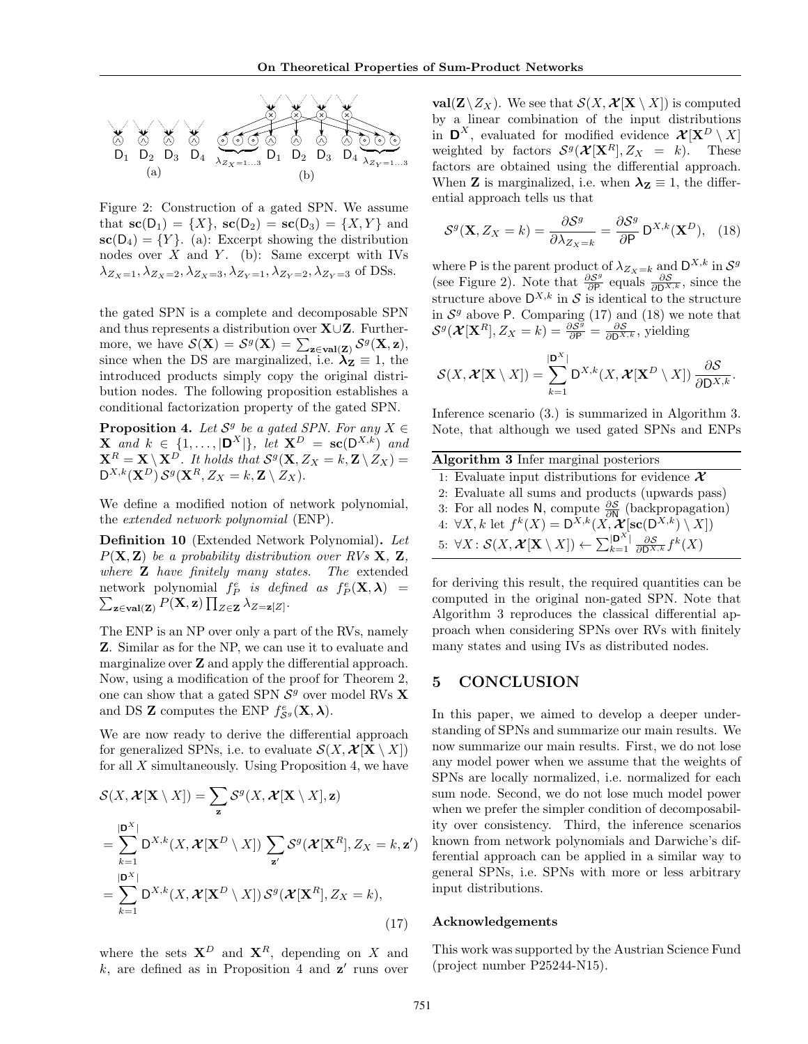Figure 2: Construction of a gated SPN. We assume that $\mathbf{sc}(\mathsf{D}_1) = \{X\}$, $\mathbf{sc}(\mathsf{D}_2) = \mathbf{sc}(\mathsf{D}_3) = \{X, Y\}$ and $\mathbf{sc}(\mathsf{D}_4) = \{Y\}$. (a): Excerpt showing the distribution nodes over $X$ and $Y$. (b): Same excerpt with IVs $\lambda_{Z_X=1}, \lambda_{Z_X=2}, \lambda_{Z_X=3}, \lambda_{Z_Y=1}, \lambda_{Z_Y=2}, \lambda_{Z_Y=3}$ of DSs.

the gated SPN is a complete and decomposable SPN and thus represents a distribution over $\mathbf{X} \cup \mathbf{Z}$. Furthermore, we have $\mathcal{S}(\mathbf{X}) = \mathcal{S}^g(\mathbf{X}) = \sum_{\mathbf{z} \in \mathbf{val}(\mathbf{Z})} \mathcal{S}^g(\mathbf{X}, \mathbf{z})$, since when the DS are marginalized, i.e. $\boldsymbol{\lambda}_\mathbf{Z} \equiv 1$, the introduced products simply copy the original distribution nodes. The following proposition establishes a conditional factorization property of the gated SPN.

**Proposition 4.** *Let $\mathcal{S}^g$ be a gated SPN. For any $X \in \mathbf{X}$ and $k \in \{1, \ldots, |\mathsf{D}^X|\}$, let $\mathbf{X}^D = \mathbf{sc}(\mathsf{D}^{X,k})$ and $\mathbf{X}^R = \mathbf{X} \setminus \mathbf{X}^D$. It holds that $\mathcal{S}^g(\mathbf{X}, Z_X = k, \mathbf{Z} \setminus Z_X) = \mathsf{D}^{X,k}(\mathbf{X}^D)\, \mathcal{S}^g(\mathbf{X}^R, Z_X = k, \mathbf{Z} \setminus Z_X)$.*

We define a modified notion of network polynomial, the *extended network polynomial* (ENP).

**Definition 10** (Extended Network Polynomial)**.** *Let $P(\mathbf{X}, \mathbf{Z})$ be a probability distribution over RVs $\mathbf{X}$, $\mathbf{Z}$, where $\mathbf{Z}$ have finitely many states. The* extended network polynomial *$f^e_P$ is defined as $f^e_P(\mathbf{X}, \boldsymbol{\lambda}) = \sum_{\mathbf{z} \in \mathbf{val}(\mathbf{Z})} P(\mathbf{X}, \mathbf{z}) \prod_{Z \in \mathbf{Z}} \lambda_{Z = \mathbf{z}[Z]}$.*

The ENP is an NP over only a part of the RVs, namely $\mathbf{Z}$. Similar as for the NP, we can use it to evaluate and marginalize over $\mathbf{Z}$ and apply the differential approach. Now, using a modification of the proof for Theorem 2, one can show that a gated SPN $\mathcal{S}^g$ over model RVs $\mathbf{X}$ and DS $\mathbf{Z}$ computes the ENP $f^e_{\mathcal{S}^g}(\mathbf{X}, \boldsymbol{\lambda})$.

We are now ready to derive the differential approach for generalized SPNs, i.e. to evaluate $\mathcal{S}(X, \boldsymbol{\mathcal{X}}[\mathbf{X} \setminus X])$ for all $X$ simultaneously. Using Proposition 4, we have

$$
\begin{aligned}
\mathcal{S}(X, \boldsymbol{\mathcal{X}}[\mathbf{X} \setminus X]) &= \sum_{\mathbf{z}} \mathcal{S}^g(X, \boldsymbol{\mathcal{X}}[\mathbf{X} \setminus X], \mathbf{z}) \\
&= \sum_{k=1}^{|\mathsf{D}^X|} \mathsf{D}^{X,k}(X, \boldsymbol{\mathcal{X}}[\mathbf{X}^D \setminus X]) \sum_{\mathbf{z}'} \mathcal{S}^g(\boldsymbol{\mathcal{X}}[\mathbf{X}^R], Z_X = k, \mathbf{z}') \\
&= \sum_{k=1}^{|\mathsf{D}^X|} \mathsf{D}^{X,k}(X, \boldsymbol{\mathcal{X}}[\mathbf{X}^D \setminus X])\, \mathcal{S}^g(\boldsymbol{\mathcal{X}}[\mathbf{X}^R], Z_X = k),
\end{aligned} \tag{17}
$$

where the sets $\mathbf{X}^D$ and $\mathbf{X}^R$, depending on $X$ and $k$, are defined as in Proposition 4 and $\mathbf{z}'$ runs over $\mathbf{val}(\mathbf{Z} \setminus Z_X)$. We see that $\mathcal{S}(X, \boldsymbol{\mathcal{X}}[\mathbf{X} \setminus X])$ is computed by a linear combination of the input distributions in $\mathsf{D}^X$, evaluated for modified evidence $\boldsymbol{\mathcal{X}}[\mathbf{X}^D \setminus X]$ weighted by factors $\mathcal{S}^g(\boldsymbol{\mathcal{X}}[\mathbf{X}^R], Z_X = k)$. These factors are obtained using the differential approach. When $\mathbf{Z}$ is marginalized, i.e. when $\boldsymbol{\lambda}_\mathbf{Z} \equiv 1$, the differential approach tells us that

$$
\mathcal{S}^g(\mathbf{X}, Z_X = k) = \frac{\partial \mathcal{S}^g}{\partial \lambda_{Z_X = k}} = \frac{\partial \mathcal{S}^g}{\partial \mathsf{P}}\, \mathsf{D}^{X,k}(\mathbf{X}^D), \tag{18}
$$

where $\mathsf{P}$ is the parent product of $\lambda_{Z_X=k}$ and $\mathsf{D}^{X,k}$ in $\mathcal{S}^g$ (see Figure 2). Note that $\frac{\partial \mathcal{S}^g}{\partial \mathsf{P}}$ equals $\frac{\partial \mathcal{S}}{\partial \mathsf{D}^{X,k}}$, since the structure above $\mathsf{D}^{X,k}$ in $\mathcal{S}$ is identical to the structure in $\mathcal{S}^g$ above $\mathsf{P}$. Comparing (17) and (18) we note that $\mathcal{S}^g(\boldsymbol{\mathcal{X}}[\mathbf{X}^R], Z_X = k) = \frac{\partial \mathcal{S}^g}{\partial \mathsf{P}} = \frac{\partial \mathcal{S}}{\partial \mathsf{D}^{X,k}}$, yielding

$$
\mathcal{S}(X, \boldsymbol{\mathcal{X}}[\mathbf{X} \setminus X]) = \sum_{k=1}^{|\mathsf{D}^X|} \mathsf{D}^{X,k}(X, \boldsymbol{\mathcal{X}}[\mathbf{X}^D \setminus X])\, \frac{\partial \mathcal{S}}{\partial \mathsf{D}^{X,k}}.
$$

Inference scenario (3.) is summarized in Algorithm 3. Note, that although we used gated SPNs and ENPs

**Algorithm 3** Infer marginal posteriors

```
1: Evaluate input distributions for evidence 𝓧
2: Evaluate all sums and products (upwards pass)
3: For all nodes N, compute ∂S/∂N (backpropagation)
4: ∀X, k let f^k(X) = D^{X,k}(X, 𝓧[sc(D^{X,k}) \ X])
5: ∀X : S(X, 𝓧[X \ X]) ← Σ_{k=1}^{|D^X|} ∂S/∂D^{X,k} f^k(X)
```

for deriving this result, the required quantities can be computed in the original non-gated SPN. Note that Algorithm 3 reproduces the classical differential approach when considering SPNs over RVs with finitely many states and using IVs as distributed nodes.

## 5 CONCLUSION

In this paper, we aimed to develop a deeper understanding of SPNs and summarize our main results. We now summarize our main results. First, we do not lose any model power when we assume that the weights of SPNs are locally normalized, i.e. normalized for each sum node. Second, we do not lose much model power when we prefer the simpler condition of decomposability over consistency. Third, the inference scenarios known from network polynomials and Darwiche's differential approach can be applied in a similar way to general SPNs, i.e. SPNs with more or less arbitrary input distributions.

### Acknowledgements

This work was supported by the Austrian Science Fund (project number P25244-N15).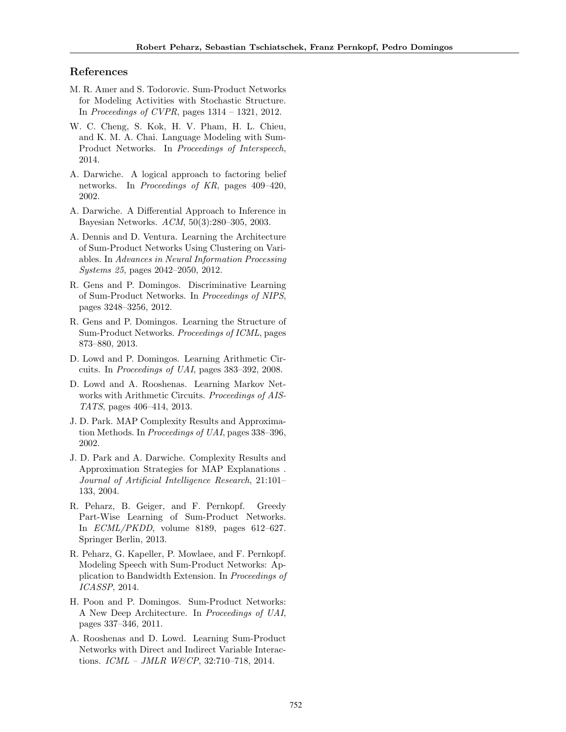## References

M. R. Amer and S. Todorovic. Sum-Product Networks for Modeling Activities with Stochastic Structure. In *Proceedings of CVPR*, pages 1314 – 1321, 2012.

W. C. Cheng, S. Kok, H. V. Pham, H. L. Chieu, and K. M. A. Chai. Language Modeling with Sum-Product Networks. In *Proceedings of Interspeech*, 2014.

A. Darwiche. A logical approach to factoring belief networks. In *Proceedings of KR*, pages 409–420, 2002.

A. Darwiche. A Differential Approach to Inference in Bayesian Networks. *ACM*, 50(3):280–305, 2003.

A. Dennis and D. Ventura. Learning the Architecture of Sum-Product Networks Using Clustering on Variables. In *Advances in Neural Information Processing Systems 25*, pages 2042–2050, 2012.

R. Gens and P. Domingos. Discriminative Learning of Sum-Product Networks. In *Proceedings of NIPS*, pages 3248–3256, 2012.

R. Gens and P. Domingos. Learning the Structure of Sum-Product Networks. *Proceedings of ICML*, pages 873–880, 2013.

D. Lowd and P. Domingos. Learning Arithmetic Circuits. In *Proceedings of UAI*, pages 383–392, 2008.

D. Lowd and A. Rooshenas. Learning Markov Networks with Arithmetic Circuits. *Proceedings of AISTATS*, pages 406–414, 2013.

J. D. Park. MAP Complexity Results and Approximation Methods. In *Proceedings of UAI*, pages 338–396, 2002.

J. D. Park and A. Darwiche. Complexity Results and Approximation Strategies for MAP Explanations . *Journal of Artificial Intelligence Research*, 21:101–133, 2004.

R. Peharz, B. Geiger, and F. Pernkopf. Greedy Part-Wise Learning of Sum-Product Networks. In *ECML/PKDD*, volume 8189, pages 612–627. Springer Berlin, 2013.

R. Peharz, G. Kapeller, P. Mowlaee, and F. Pernkopf. Modeling Speech with Sum-Product Networks: Application to Bandwidth Extension. In *Proceedings of ICASSP*, 2014.

H. Poon and P. Domingos. Sum-Product Networks: A New Deep Architecture. In *Proceedings of UAI*, pages 337–346, 2011.

A. Rooshenas and D. Lowd. Learning Sum-Product Networks with Direct and Indirect Variable Interactions. *ICML – JMLR W&CP*, 32:710–718, 2014.